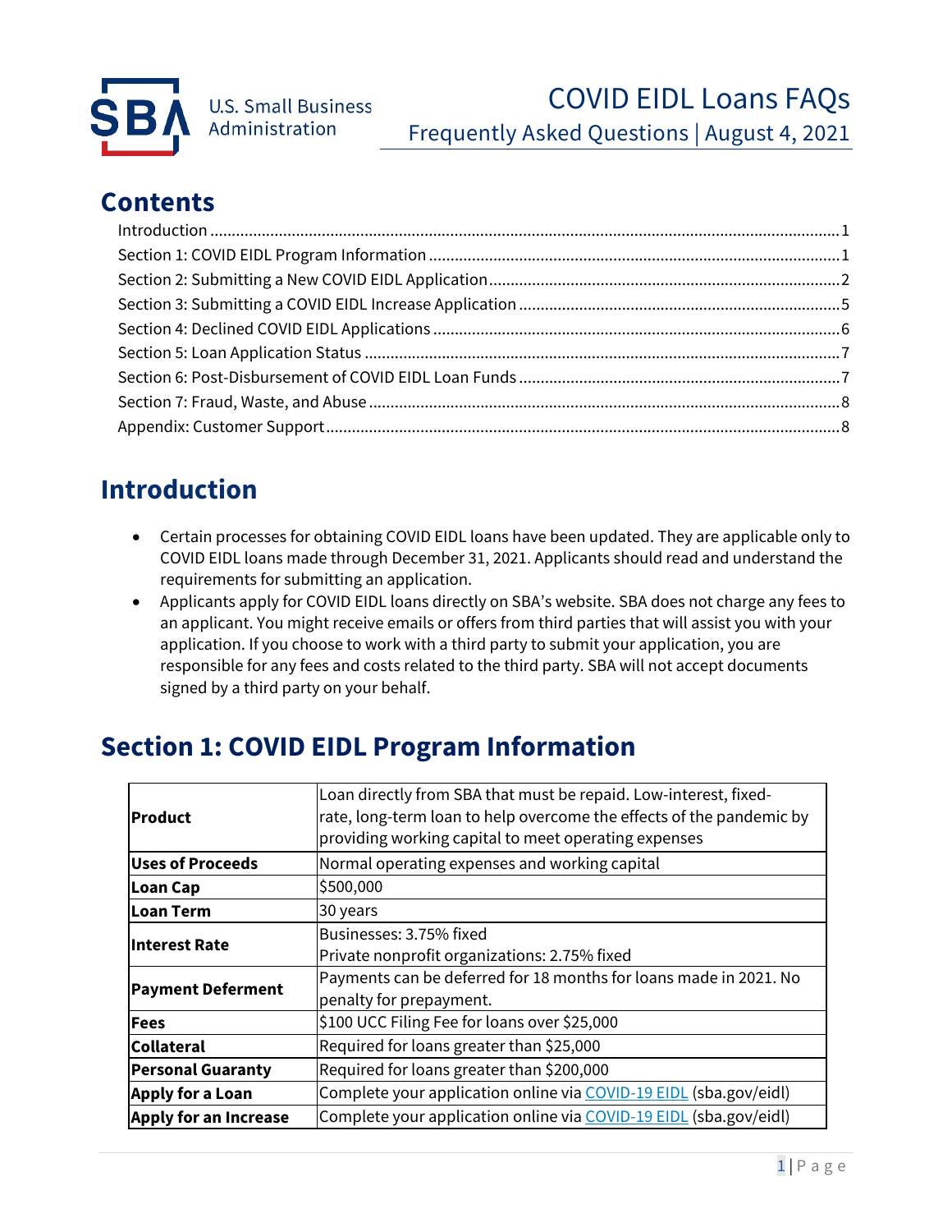# COVID EIDL Loans FAQs

Frequently Asked Questions | August 4, 2021

## Contents

- Introduction ..... 1
- Section 1: COVID EIDL Program Information ..... 1
- Section 2: Submitting a New COVID EIDL Application ..... 2
- Section 3: Submitting a COVID EIDL Increase Application ..... 5
- Section 4: Declined COVID EIDL Applications ..... 6
- Section 5: Loan Application Status ..... 7
- Section 6: Post-Disbursement of COVID EIDL Loan Funds ..... 7
- Section 7: Fraud, Waste, and Abuse ..... 8
- Appendix: Customer Support ..... 8

## Introduction

- Certain processes for obtaining COVID EIDL loans have been updated. They are applicable only to COVID EIDL loans made through December 31, 2021. Applicants should read and understand the requirements for submitting an application.
- Applicants apply for COVID EIDL loans directly on SBA's website. SBA does not charge any fees to an applicant. You might receive emails or offers from third parties that will assist you with your application. If you choose to work with a third party to submit your application, you are responsible for any fees and costs related to the third party. SBA will not accept documents signed by a third party on your behalf.

## Section 1: COVID EIDL Program Information

| | |
|---|---|
| **Product** | Loan directly from SBA that must be repaid. Low-interest, fixed-rate, long-term loan to help overcome the effects of the pandemic by providing working capital to meet operating expenses |
| **Uses of Proceeds** | Normal operating expenses and working capital |
| **Loan Cap** | $500,000 |
| **Loan Term** | 30 years |
| **Interest Rate** | Businesses: 3.75% fixed<br>Private nonprofit organizations: 2.75% fixed |
| **Payment Deferment** | Payments can be deferred for 18 months for loans made in 2021. No penalty for prepayment. |
| **Fees** | $100 UCC Filing Fee for loans over $25,000 |
| **Collateral** | Required for loans greater than $25,000 |
| **Personal Guaranty** | Required for loans greater than $200,000 |
| **Apply for a Loan** | Complete your application online via [COVID-19 EIDL](sba.gov/eidl) (sba.gov/eidl) |
| **Apply for an Increase** | Complete your application online via [COVID-19 EIDL](sba.gov/eidl) (sba.gov/eidl) |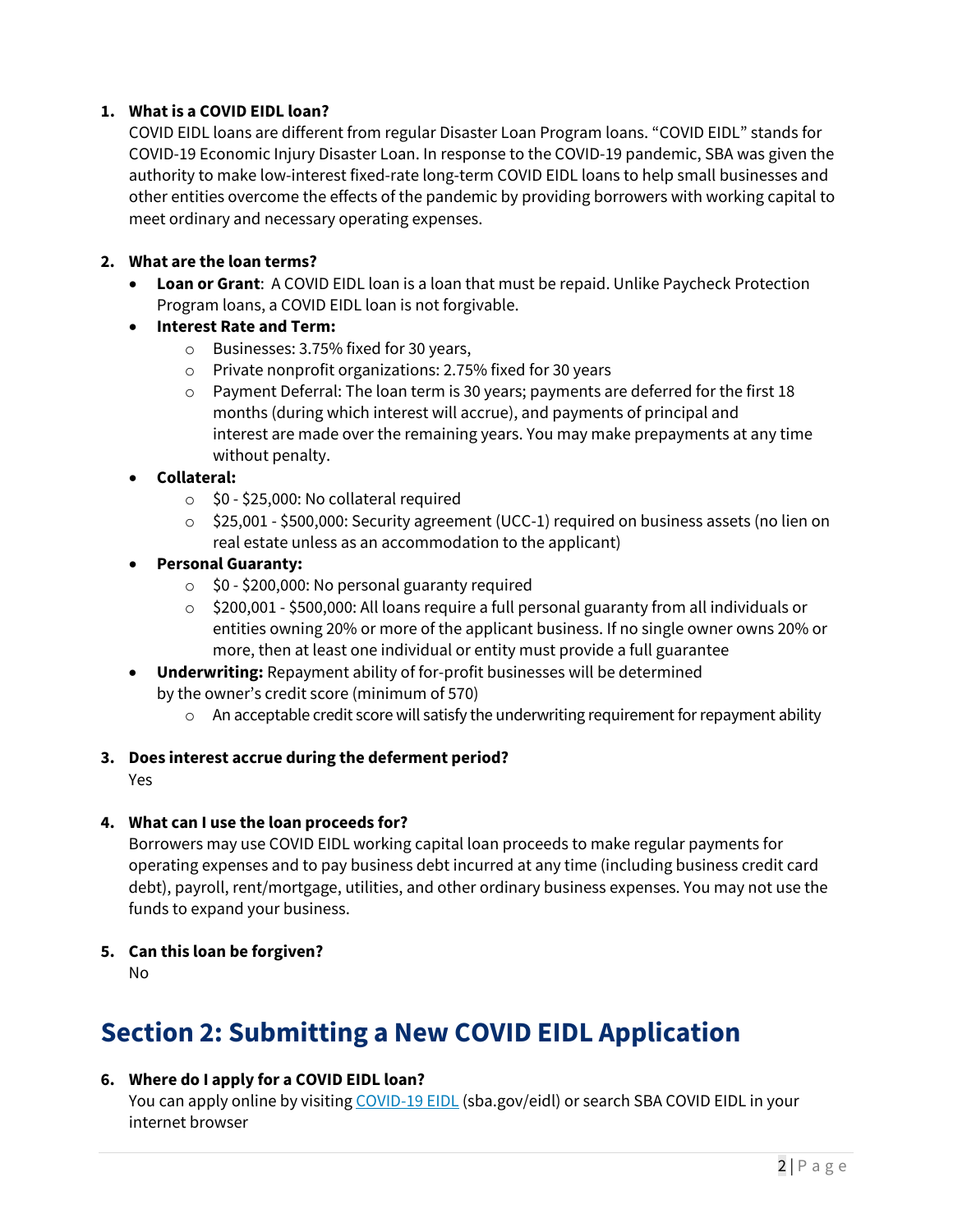1. **What is a COVID EIDL loan?**
   COVID EIDL loans are different from regular Disaster Loan Program loans. "COVID EIDL" stands for COVID-19 Economic Injury Disaster Loan. In response to the COVID-19 pandemic, SBA was given the authority to make low-interest fixed-rate long-term COVID EIDL loans to help small businesses and other entities overcome the effects of the pandemic by providing borrowers with working capital to meet ordinary and necessary operating expenses.

2. **What are the loan terms?**
   - **Loan or Grant**: A COVID EIDL loan is a loan that must be repaid. Unlike Paycheck Protection Program loans, a COVID EIDL loan is not forgivable.
   - **Interest Rate and Term:**
     - Businesses: 3.75% fixed for 30 years,
     - Private nonprofit organizations: 2.75% fixed for 30 years
     - Payment Deferral: The loan term is 30 years; payments are deferred for the first 18 months (during which interest will accrue), and payments of principal and interest are made over the remaining years. You may make prepayments at any time without penalty.
   - **Collateral:**
     - $0 - $25,000: No collateral required
     - $25,001 - $500,000: Security agreement (UCC-1) required on business assets (no lien on real estate unless as an accommodation to the applicant)
   - **Personal Guaranty:**
     - $0 - $200,000: No personal guaranty required
     - $200,001 - $500,000: All loans require a full personal guaranty from all individuals or entities owning 20% or more of the applicant business. If no single owner owns 20% or more, then at least one individual or entity must provide a full guarantee
   - **Underwriting:** Repayment ability of for-profit businesses will be determined by the owner's credit score (minimum of 570)
     - An acceptable credit score will satisfy the underwriting requirement for repayment ability

3. **Does interest accrue during the deferment period?**
   Yes

4. **What can I use the loan proceeds for?**
   Borrowers may use COVID EIDL working capital loan proceeds to make regular payments for operating expenses and to pay business debt incurred at any time (including business credit card debt), payroll, rent/mortgage, utilities, and other ordinary business expenses. You may not use the funds to expand your business.

5. **Can this loan be forgiven?**
   No

## Section 2: Submitting a New COVID EIDL Application

6. **Where do I apply for a COVID EIDL loan?**
   You can apply online by visiting COVID-19 EIDL (sba.gov/eidl) or search SBA COVID EIDL in your internet browser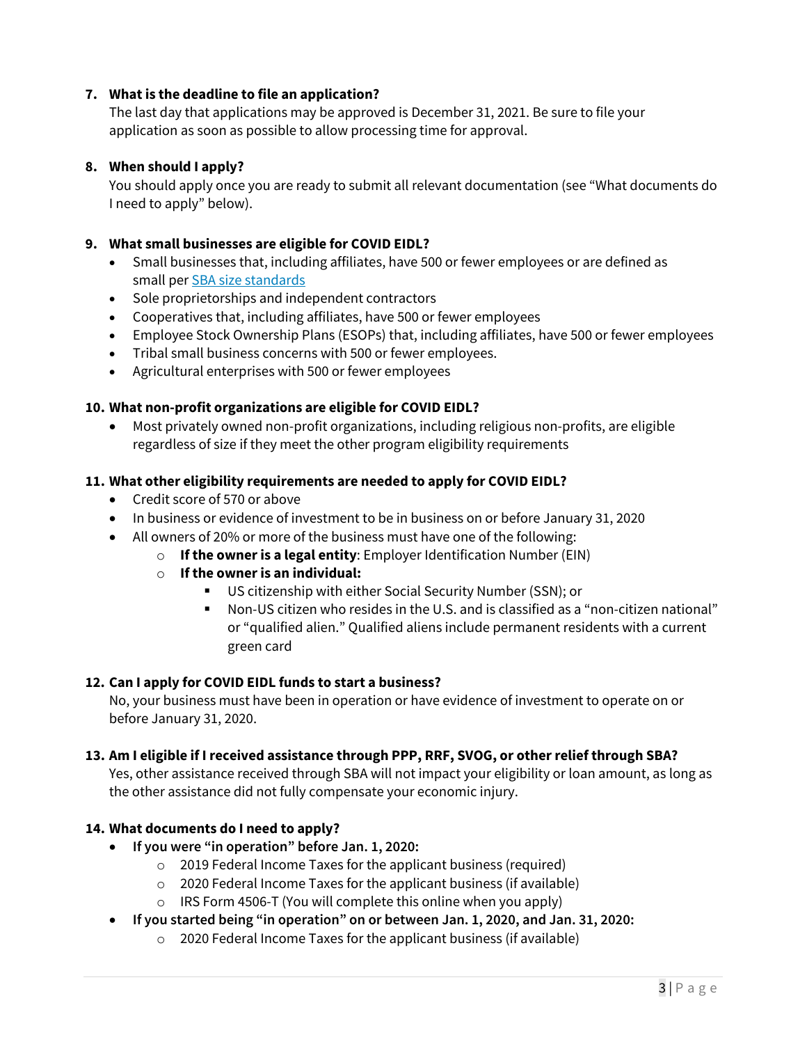**7. What is the deadline to file an application?**

The last day that applications may be approved is December 31, 2021. Be sure to file your application as soon as possible to allow processing time for approval.

**8. When should I apply?**

You should apply once you are ready to submit all relevant documentation (see "What documents do I need to apply" below).

**9. What small businesses are eligible for COVID EIDL?**

- Small businesses that, including affiliates, have 500 or fewer employees or are defined as small per [SBA size standards](SBA size standards)
- Sole proprietorships and independent contractors
- Cooperatives that, including affiliates, have 500 or fewer employees
- Employee Stock Ownership Plans (ESOPs) that, including affiliates, have 500 or fewer employees
- Tribal small business concerns with 500 or fewer employees.
- Agricultural enterprises with 500 or fewer employees

**10. What non-profit organizations are eligible for COVID EIDL?**

- Most privately owned non-profit organizations, including religious non-profits, are eligible regardless of size if they meet the other program eligibility requirements

**11. What other eligibility requirements are needed to apply for COVID EIDL?**

- Credit score of 570 or above
- In business or evidence of investment to be in business on or before January 31, 2020
- All owners of 20% or more of the business must have one of the following:
  - **If the owner is a legal entity**: Employer Identification Number (EIN)
  - **If the owner is an individual:**
    - US citizenship with either Social Security Number (SSN); or
    - Non-US citizen who resides in the U.S. and is classified as a "non-citizen national" or "qualified alien." Qualified aliens include permanent residents with a current green card

**12. Can I apply for COVID EIDL funds to start a business?**

No, your business must have been in operation or have evidence of investment to operate on or before January 31, 2020.

**13. Am I eligible if I received assistance through PPP, RRF, SVOG, or other relief through SBA?**

Yes, other assistance received through SBA will not impact your eligibility or loan amount, as long as the other assistance did not fully compensate your economic injury.

**14. What documents do I need to apply?**

- **If you were "in operation" before Jan. 1, 2020:**
  - 2019 Federal Income Taxes for the applicant business (required)
  - 2020 Federal Income Taxes for the applicant business (if available)
  - IRS Form 4506-T (You will complete this online when you apply)
- **If you started being "in operation" on or between Jan. 1, 2020, and Jan. 31, 2020:**
  - 2020 Federal Income Taxes for the applicant business (if available)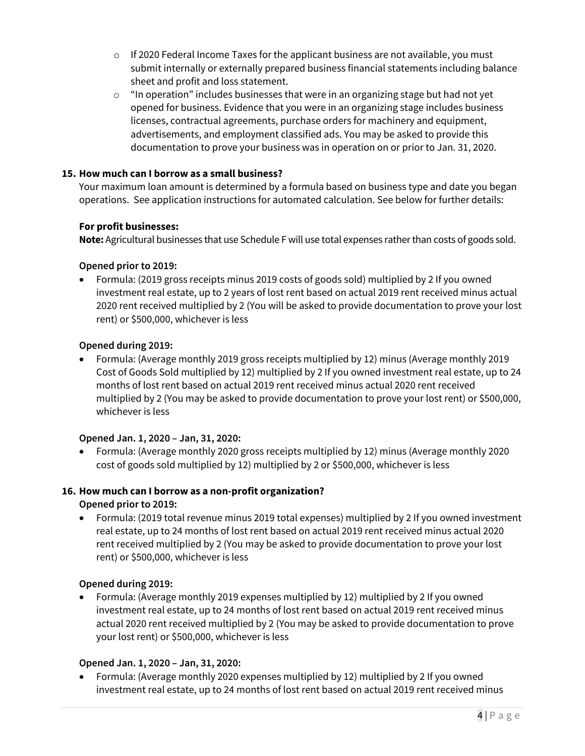- If 2020 Federal Income Taxes for the applicant business are not available, you must submit internally or externally prepared business financial statements including balance sheet and profit and loss statement.
- "In operation" includes businesses that were in an organizing stage but had not yet opened for business. Evidence that you were in an organizing stage includes business licenses, contractual agreements, purchase orders for machinery and equipment, advertisements, and employment classified ads. You may be asked to provide this documentation to prove your business was in operation on or prior to Jan. 31, 2020.

**15. How much can I borrow as a small business?**

Your maximum loan amount is determined by a formula based on business type and date you began operations. See application instructions for automated calculation. See below for further details:

**For profit businesses:**

**Note:** Agricultural businesses that use Schedule F will use total expenses rather than costs of goods sold.

**Opened prior to 2019:**

- Formula: (2019 gross receipts minus 2019 costs of goods sold) multiplied by 2 If you owned investment real estate, up to 2 years of lost rent based on actual 2019 rent received minus actual 2020 rent received multiplied by 2 (You will be asked to provide documentation to prove your lost rent) or $500,000, whichever is less

**Opened during 2019:**

- Formula: (Average monthly 2019 gross receipts multiplied by 12) minus (Average monthly 2019 Cost of Goods Sold multiplied by 12) multiplied by 2 If you owned investment real estate, up to 24 months of lost rent based on actual 2019 rent received minus actual 2020 rent received multiplied by 2 (You may be asked to provide documentation to prove your lost rent) or $500,000, whichever is less

**Opened Jan. 1, 2020 – Jan, 31, 2020:**

- Formula: (Average monthly 2020 gross receipts multiplied by 12) minus (Average monthly 2020 cost of goods sold multiplied by 12) multiplied by 2 or $500,000, whichever is less

**16. How much can I borrow as a non-profit organization?**

**Opened prior to 2019:**

- Formula: (2019 total revenue minus 2019 total expenses) multiplied by 2 If you owned investment real estate, up to 24 months of lost rent based on actual 2019 rent received minus actual 2020 rent received multiplied by 2 (You may be asked to provide documentation to prove your lost rent) or $500,000, whichever is less

**Opened during 2019:**

- Formula: (Average monthly 2019 expenses multiplied by 12) multiplied by 2 If you owned investment real estate, up to 24 months of lost rent based on actual 2019 rent received minus actual 2020 rent received multiplied by 2 (You may be asked to provide documentation to prove your lost rent) or $500,000, whichever is less

**Opened Jan. 1, 2020 – Jan, 31, 2020:**

- Formula: (Average monthly 2020 expenses multiplied by 12) multiplied by 2 If you owned investment real estate, up to 24 months of lost rent based on actual 2019 rent received minus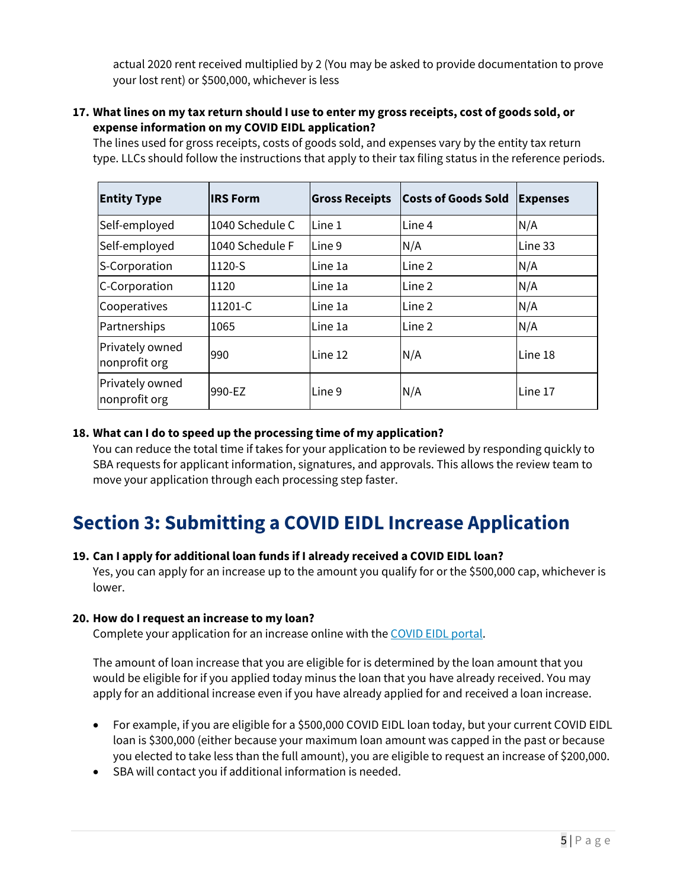actual 2020 rent received multiplied by 2 (You may be asked to provide documentation to prove your lost rent) or $500,000, whichever is less

**17. What lines on my tax return should I use to enter my gross receipts, cost of goods sold, or expense information on my COVID EIDL application?**

The lines used for gross receipts, costs of goods sold, and expenses vary by the entity tax return type. LLCs should follow the instructions that apply to their tax filing status in the reference periods.

| Entity Type | IRS Form | Gross Receipts | Costs of Goods Sold | Expenses |
|---|---|---|---|---|
| Self-employed | 1040 Schedule C | Line 1 | Line 4 | N/A |
| Self-employed | 1040 Schedule F | Line 9 | N/A | Line 33 |
| S-Corporation | 1120-S | Line 1a | Line 2 | N/A |
| C-Corporation | 1120 | Line 1a | Line 2 | N/A |
| Cooperatives | 11201-C | Line 1a | Line 2 | N/A |
| Partnerships | 1065 | Line 1a | Line 2 | N/A |
| Privately owned nonprofit org | 990 | Line 12 | N/A | Line 18 |
| Privately owned nonprofit org | 990-EZ | Line 9 | N/A | Line 17 |

**18. What can I do to speed up the processing time of my application?**

You can reduce the total time if takes for your application to be reviewed by responding quickly to SBA requests for applicant information, signatures, and approvals. This allows the review team to move your application through each processing step faster.

## Section 3: Submitting a COVID EIDL Increase Application

**19. Can I apply for additional loan funds if I already received a COVID EIDL loan?**

Yes, you can apply for an increase up to the amount you qualify for or the $500,000 cap, whichever is lower.

**20. How do I request an increase to my loan?**

Complete your application for an increase online with the COVID EIDL portal.

The amount of loan increase that you are eligible for is determined by the loan amount that you would be eligible for if you applied today minus the loan that you have already received. You may apply for an additional increase even if you have already applied for and received a loan increase.

- For example, if you are eligible for a $500,000 COVID EIDL loan today, but your current COVID EIDL loan is $300,000 (either because your maximum loan amount was capped in the past or because you elected to take less than the full amount), you are eligible to request an increase of $200,000.
- SBA will contact you if additional information is needed.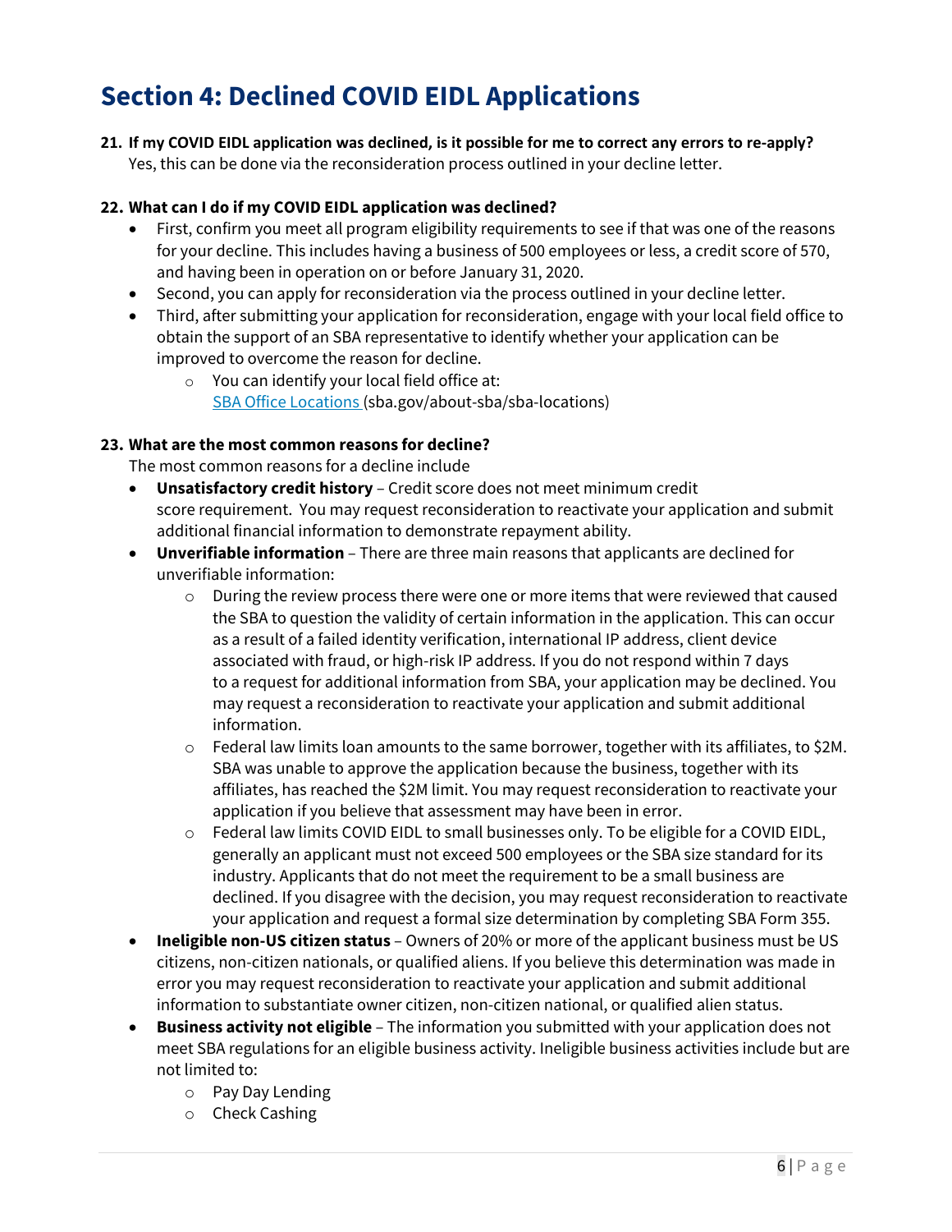# Section 4: Declined COVID EIDL Applications

**21. If my COVID EIDL application was declined, is it possible for me to correct any errors to re-apply?**

Yes, this can be done via the reconsideration process outlined in your decline letter.

**22. What can I do if my COVID EIDL application was declined?**

- First, confirm you meet all program eligibility requirements to see if that was one of the reasons for your decline. This includes having a business of 500 employees or less, a credit score of 570, and having been in operation on or before January 31, 2020.
- Second, you can apply for reconsideration via the process outlined in your decline letter.
- Third, after submitting your application for reconsideration, engage with your local field office to obtain the support of an SBA representative to identify whether your application can be improved to overcome the reason for decline.
  - You can identify your local field office at: [SBA Office Locations](sba.gov/about-sba/sba-locations) (sba.gov/about-sba/sba-locations)

**23. What are the most common reasons for decline?**

The most common reasons for a decline include

- **Unsatisfactory credit history** – Credit score does not meet minimum credit score requirement. You may request reconsideration to reactivate your application and submit additional financial information to demonstrate repayment ability.
- **Unverifiable information** – There are three main reasons that applicants are declined for unverifiable information:
  - During the review process there were one or more items that were reviewed that caused the SBA to question the validity of certain information in the application. This can occur as a result of a failed identity verification, international IP address, client device associated with fraud, or high-risk IP address. If you do not respond within 7 days to a request for additional information from SBA, your application may be declined. You may request a reconsideration to reactivate your application and submit additional information.
  - Federal law limits loan amounts to the same borrower, together with its affiliates, to $2M. SBA was unable to approve the application because the business, together with its affiliates, has reached the $2M limit. You may request reconsideration to reactivate your application if you believe that assessment may have been in error.
  - Federal law limits COVID EIDL to small businesses only. To be eligible for a COVID EIDL, generally an applicant must not exceed 500 employees or the SBA size standard for its industry. Applicants that do not meet the requirement to be a small business are declined. If you disagree with the decision, you may request reconsideration to reactivate your application and request a formal size determination by completing SBA Form 355.
- **Ineligible non-US citizen status** – Owners of 20% or more of the applicant business must be US citizens, non-citizen nationals, or qualified aliens. If you believe this determination was made in error you may request reconsideration to reactivate your application and submit additional information to substantiate owner citizen, non-citizen national, or qualified alien status.
- **Business activity not eligible** – The information you submitted with your application does not meet SBA regulations for an eligible business activity. Ineligible business activities include but are not limited to:
  - Pay Day Lending
  - Check Cashing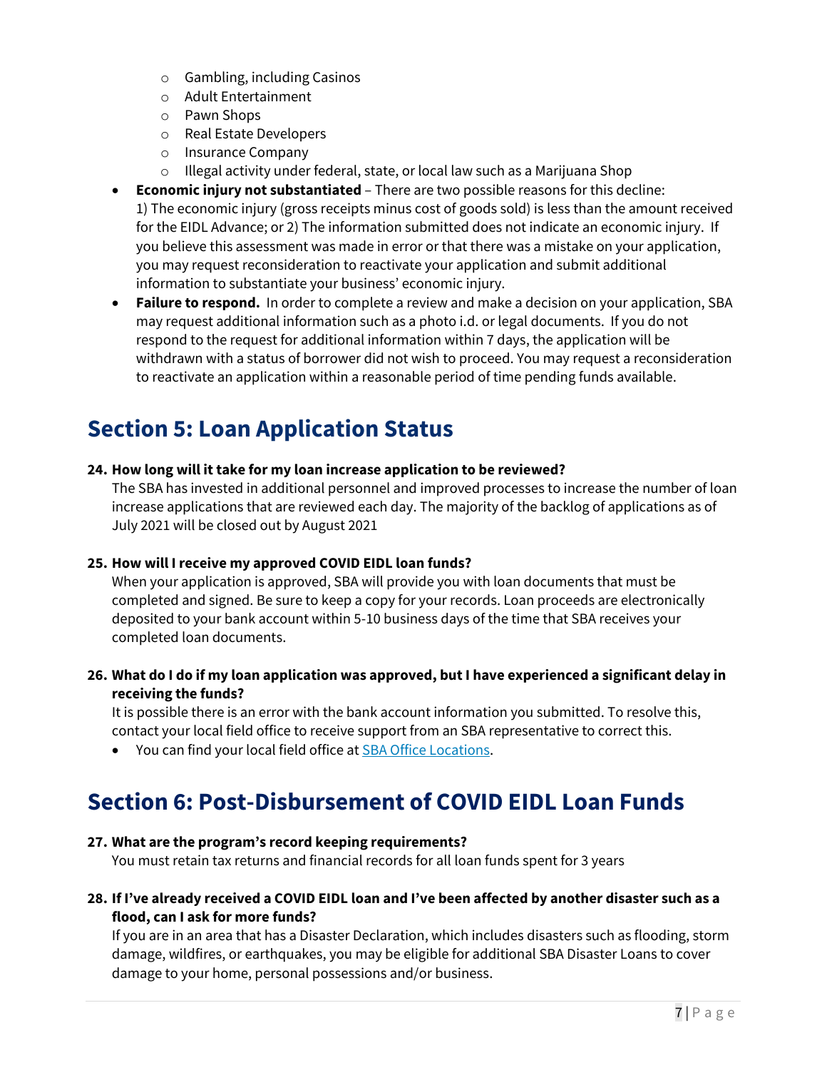- Gambling, including Casinos
  - Adult Entertainment
  - Pawn Shops
  - Real Estate Developers
  - Insurance Company
  - Illegal activity under federal, state, or local law such as a Marijuana Shop
- **Economic injury not substantiated** – There are two possible reasons for this decline: 1) The economic injury (gross receipts minus cost of goods sold) is less than the amount received for the EIDL Advance; or 2) The information submitted does not indicate an economic injury. If you believe this assessment was made in error or that there was a mistake on your application, you may request reconsideration to reactivate your application and submit additional information to substantiate your business' economic injury.
- **Failure to respond.** In order to complete a review and make a decision on your application, SBA may request additional information such as a photo i.d. or legal documents. If you do not respond to the request for additional information within 7 days, the application will be withdrawn with a status of borrower did not wish to proceed. You may request a reconsideration to reactivate an application within a reasonable period of time pending funds available.

## Section 5: Loan Application Status

**24. How long will it take for my loan increase application to be reviewed?**

The SBA has invested in additional personnel and improved processes to increase the number of loan increase applications that are reviewed each day. The majority of the backlog of applications as of July 2021 will be closed out by August 2021

**25. How will I receive my approved COVID EIDL loan funds?**

When your application is approved, SBA will provide you with loan documents that must be completed and signed. Be sure to keep a copy for your records. Loan proceeds are electronically deposited to your bank account within 5-10 business days of the time that SBA receives your completed loan documents.

**26. What do I do if my loan application was approved, but I have experienced a significant delay in receiving the funds?**

It is possible there is an error with the bank account information you submitted. To resolve this, contact your local field office to receive support from an SBA representative to correct this.

- You can find your local field office at SBA Office Locations.

## Section 6: Post-Disbursement of COVID EIDL Loan Funds

**27. What are the program's record keeping requirements?**

You must retain tax returns and financial records for all loan funds spent for 3 years

**28. If I've already received a COVID EIDL loan and I've been affected by another disaster such as a flood, can I ask for more funds?**

If you are in an area that has a Disaster Declaration, which includes disasters such as flooding, storm damage, wildfires, or earthquakes, you may be eligible for additional SBA Disaster Loans to cover damage to your home, personal possessions and/or business.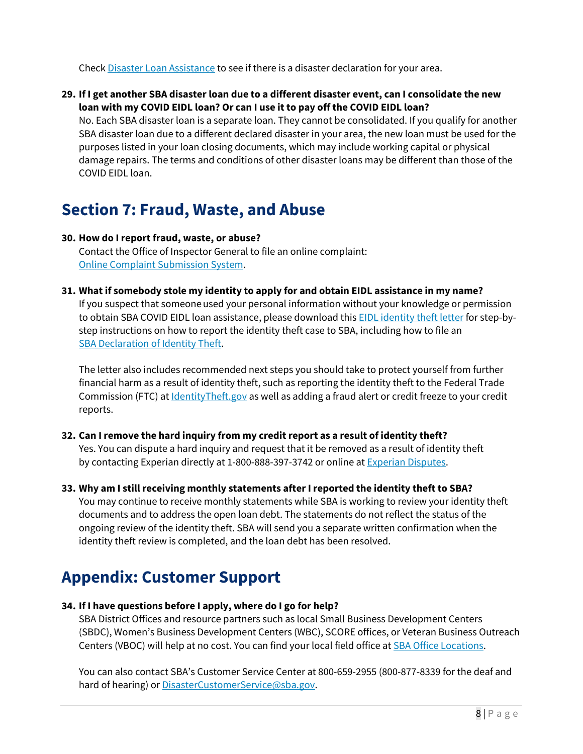Check [Disaster Loan Assistance](#) to see if there is a disaster declaration for your area.

29. **If I get another SBA disaster loan due to a different disaster event, can I consolidate the new loan with my COVID EIDL loan? Or can I use it to pay off the COVID EIDL loan?**
    No. Each SBA disaster loan is a separate loan. They cannot be consolidated. If you qualify for another SBA disaster loan due to a different declared disaster in your area, the new loan must be used for the purposes listed in your loan closing documents, which may include working capital or physical damage repairs. The terms and conditions of other disaster loans may be different than those of the COVID EIDL loan.

## Section 7: Fraud, Waste, and Abuse

30. **How do I report fraud, waste, or abuse?**
    Contact the Office of Inspector General to file an online complaint: [Online Complaint Submission System](#).

31. **What if somebody stole my identity to apply for and obtain EIDL assistance in my name?**
    If you suspect that someone used your personal information without your knowledge or permission to obtain SBA COVID EIDL loan assistance, please download this [EIDL identity theft letter](#) for step-by-step instructions on how to report the identity theft case to SBA, including how to file an [SBA Declaration of Identity Theft](#).

    The letter also includes recommended next steps you should take to protect yourself from further financial harm as a result of identity theft, such as reporting the identity theft to the Federal Trade Commission (FTC) at [IdentityTheft.gov](#) as well as adding a fraud alert or credit freeze to your credit reports.

32. **Can I remove the hard inquiry from my credit report as a result of identity theft?**
    Yes. You can dispute a hard inquiry and request that it be removed as a result of identity theft by contacting Experian directly at 1-800-888-397-3742 or online at [Experian Disputes](#).

33. **Why am I still receiving monthly statements after I reported the identity theft to SBA?**
    You may continue to receive monthly statements while SBA is working to review your identity theft documents and to address the open loan debt. The statements do not reflect the status of the ongoing review of the identity theft. SBA will send you a separate written confirmation when the identity theft review is completed, and the loan debt has been resolved.

## Appendix: Customer Support

34. **If I have questions before I apply, where do I go for help?**
    SBA District Offices and resource partners such as local Small Business Development Centers (SBDC), Women's Business Development Centers (WBC), SCORE offices, or Veteran Business Outreach Centers (VBOC) will help at no cost. You can find your local field office at [SBA Office Locations](#).

    You can also contact SBA's Customer Service Center at 800-659-2955 (800-877-8339 for the deaf and hard of hearing) or [DisasterCustomerService@sba.gov](mailto:DisasterCustomerService@sba.gov).